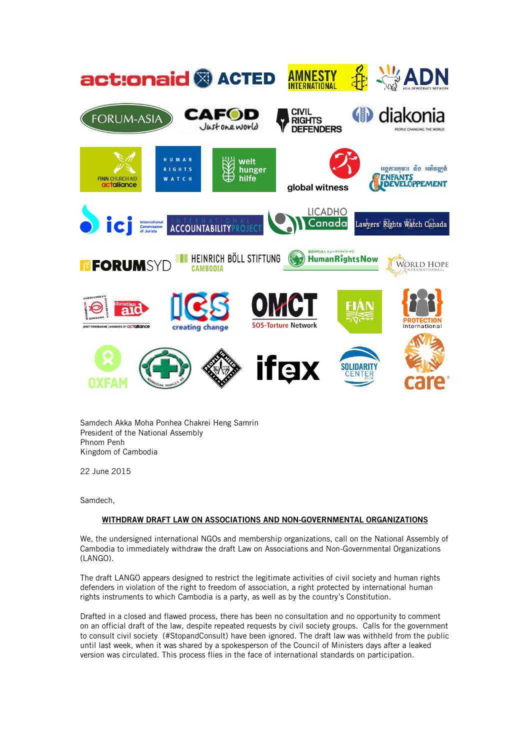Samdech Akka Moha Ponhea Chakrei Heng Samrin
President of the National Assembly
Phnom Penh
Kingdom of Cambodia

22 June 2015

Samdech,

**WITHDRAW DRAFT LAW ON ASSOCIATIONS AND NON-GOVERNMENTAL ORGANIZATIONS**

We, the undersigned international NGOs and membership organizations, call on the National Assembly of Cambodia to immediately withdraw the draft Law on Associations and Non-Governmental Organizations (LANGO).

The draft LANGO appears designed to restrict the legitimate activities of civil society and human rights defenders in violation of the right to freedom of association, a right protected by international human rights instruments to which Cambodia is a party, as well as by the country's Constitution.

Drafted in a closed and flawed process, there has been no consultation and no opportunity to comment on an official draft of the law, despite repeated requests by civil society groups. Calls for the government to consult civil society (#StopandConsult) have been ignored. The draft law was withheld from the public until last week, when it was shared by a spokesperson of the Council of Ministers days after a leaked version was circulated. This process flies in the face of international standards on participation.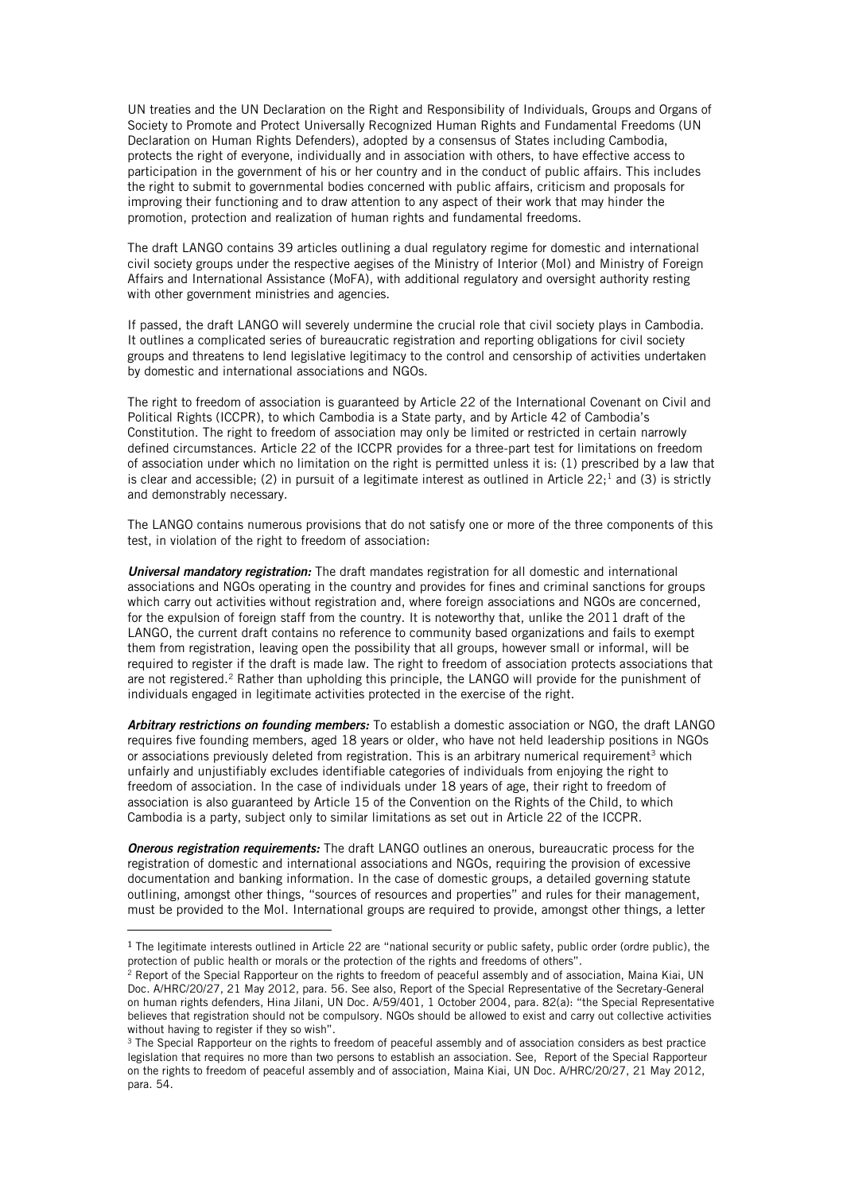UN treaties and the UN Declaration on the Right and Responsibility of Individuals, Groups and Organs of Society to Promote and Protect Universally Recognized Human Rights and Fundamental Freedoms (UN Declaration on Human Rights Defenders), adopted by a consensus of States including Cambodia, protects the right of everyone, individually and in association with others, to have effective access to participation in the government of his or her country and in the conduct of public affairs. This includes the right to submit to governmental bodies concerned with public affairs, criticism and proposals for improving their functioning and to draw attention to any aspect of their work that may hinder the promotion, protection and realization of human rights and fundamental freedoms.

The draft LANGO contains 39 articles outlining a dual regulatory regime for domestic and international civil society groups under the respective aegises of the Ministry of Interior (MoI) and Ministry of Foreign Affairs and International Assistance (MoFA), with additional regulatory and oversight authority resting with other government ministries and agencies.

If passed, the draft LANGO will severely undermine the crucial role that civil society plays in Cambodia. It outlines a complicated series of bureaucratic registration and reporting obligations for civil society groups and threatens to lend legislative legitimacy to the control and censorship of activities undertaken by domestic and international associations and NGOs.

The right to freedom of association is guaranteed by Article 22 of the International Covenant on Civil and Political Rights (ICCPR), to which Cambodia is a State party, and by Article 42 of Cambodia's Constitution. The right to freedom of association may only be limited or restricted in certain narrowly defined circumstances. Article 22 of the ICCPR provides for a three-part test for limitations on freedom of association under which no limitation on the right is permitted unless it is: (1) prescribed by a law that is clear and accessible; (2) in pursuit of a legitimate interest as outlined in Article 22;[1] and (3) is strictly and demonstrably necessary.

The LANGO contains numerous provisions that do not satisfy one or more of the three components of this test, in violation of the right to freedom of association:

***Universal mandatory registration:*** The draft mandates registration for all domestic and international associations and NGOs operating in the country and provides for fines and criminal sanctions for groups which carry out activities without registration and, where foreign associations and NGOs are concerned, for the expulsion of foreign staff from the country. It is noteworthy that, unlike the 2011 draft of the LANGO, the current draft contains no reference to community based organizations and fails to exempt them from registration, leaving open the possibility that all groups, however small or informal, will be required to register if the draft is made law. The right to freedom of association protects associations that are not registered.[2] Rather than upholding this principle, the LANGO will provide for the punishment of individuals engaged in legitimate activities protected in the exercise of the right.

***Arbitrary restrictions on founding members:*** To establish a domestic association or NGO, the draft LANGO requires five founding members, aged 18 years or older, who have not held leadership positions in NGOs or associations previously deleted from registration. This is an arbitrary numerical requirement[3] which unfairly and unjustifiably excludes identifiable categories of individuals from enjoying the right to freedom of association. In the case of individuals under 18 years of age, their right to freedom of association is also guaranteed by Article 15 of the Convention on the Rights of the Child, to which Cambodia is a party, subject only to similar limitations as set out in Article 22 of the ICCPR.

***Onerous registration requirements:*** The draft LANGO outlines an onerous, bureaucratic process for the registration of domestic and international associations and NGOs, requiring the provision of excessive documentation and banking information. In the case of domestic groups, a detailed governing statute outlining, amongst other things, "sources of resources and properties" and rules for their management, must be provided to the MoI. International groups are required to provide, amongst other things, a letter

---

[1] The legitimate interests outlined in Article 22 are "national security or public safety, public order (ordre public), the protection of public health or morals or the protection of the rights and freedoms of others".

[2] Report of the Special Rapporteur on the rights to freedom of peaceful assembly and of association, Maina Kiai, UN Doc. A/HRC/20/27, 21 May 2012, para. 56. See also, Report of the Special Representative of the Secretary-General on human rights defenders, Hina Jilani, UN Doc. A/59/401, 1 October 2004, para. 82(a): "the Special Representative believes that registration should not be compulsory. NGOs should be allowed to exist and carry out collective activities without having to register if they so wish".

[3] The Special Rapporteur on the rights to freedom of peaceful assembly and of association considers as best practice legislation that requires no more than two persons to establish an association. See, Report of the Special Rapporteur on the rights to freedom of peaceful assembly and of association, Maina Kiai, UN Doc. A/HRC/20/27, 21 May 2012, para. 54.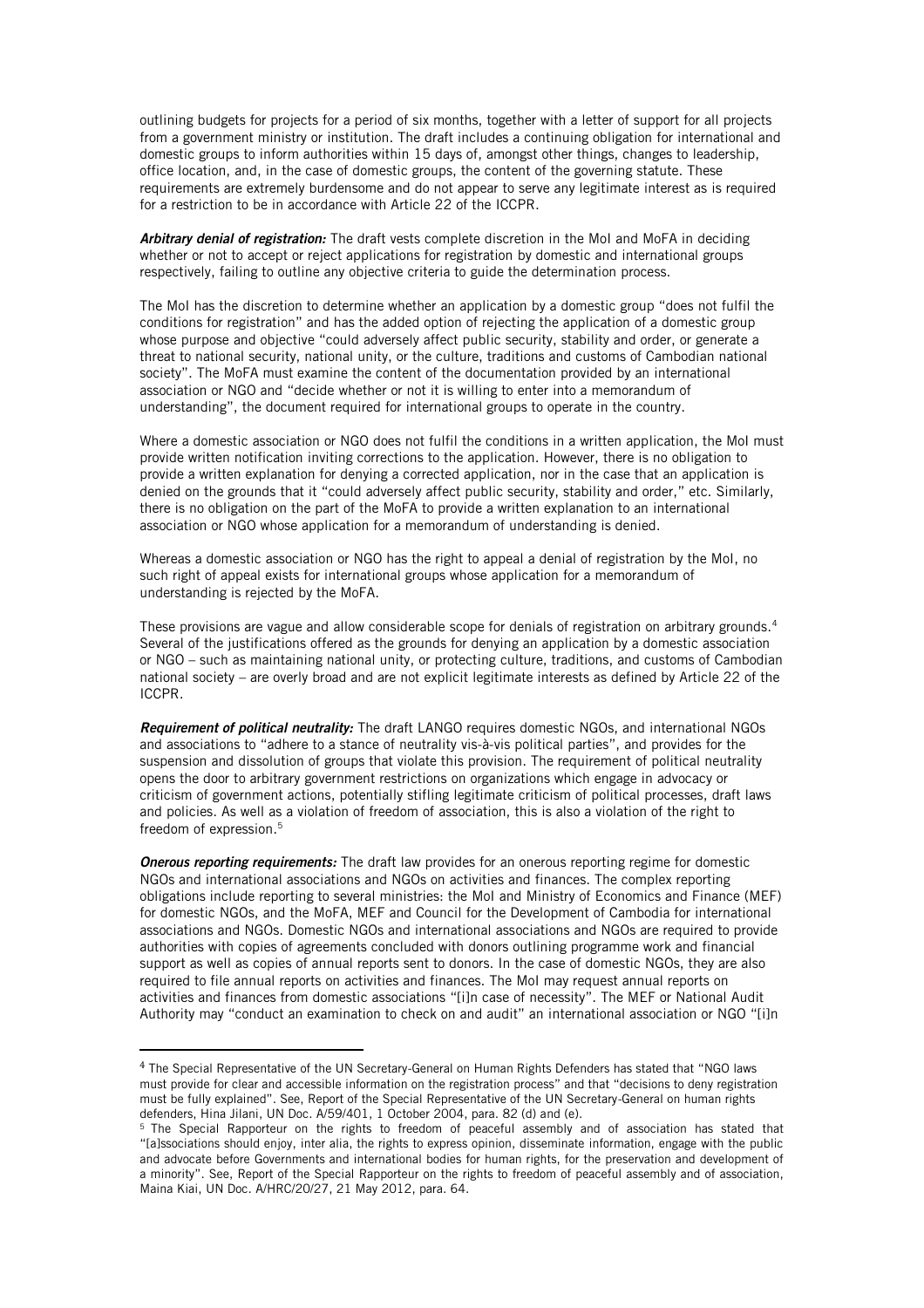outlining budgets for projects for a period of six months, together with a letter of support for all projects from a government ministry or institution. The draft includes a continuing obligation for international and domestic groups to inform authorities within 15 days of, amongst other things, changes to leadership, office location, and, in the case of domestic groups, the content of the governing statute. These requirements are extremely burdensome and do not appear to serve any legitimate interest as is required for a restriction to be in accordance with Article 22 of the ICCPR.

***Arbitrary denial of registration:*** The draft vests complete discretion in the MoI and MoFA in deciding whether or not to accept or reject applications for registration by domestic and international groups respectively, failing to outline any objective criteria to guide the determination process.

The MoI has the discretion to determine whether an application by a domestic group "does not fulfil the conditions for registration" and has the added option of rejecting the application of a domestic group whose purpose and objective "could adversely affect public security, stability and order, or generate a threat to national security, national unity, or the culture, traditions and customs of Cambodian national society". The MoFA must examine the content of the documentation provided by an international association or NGO and "decide whether or not it is willing to enter into a memorandum of understanding", the document required for international groups to operate in the country.

Where a domestic association or NGO does not fulfil the conditions in a written application, the MoI must provide written notification inviting corrections to the application. However, there is no obligation to provide a written explanation for denying a corrected application, nor in the case that an application is denied on the grounds that it "could adversely affect public security, stability and order," etc. Similarly, there is no obligation on the part of the MoFA to provide a written explanation to an international association or NGO whose application for a memorandum of understanding is denied.

Whereas a domestic association or NGO has the right to appeal a denial of registration by the MoI, no such right of appeal exists for international groups whose application for a memorandum of understanding is rejected by the MoFA.

These provisions are vague and allow considerable scope for denials of registration on arbitrary grounds.[4] Several of the justifications offered as the grounds for denying an application by a domestic association or NGO – such as maintaining national unity, or protecting culture, traditions, and customs of Cambodian national society – are overly broad and are not explicit legitimate interests as defined by Article 22 of the ICCPR.

***Requirement of political neutrality:*** The draft LANGO requires domestic NGOs, and international NGOs and associations to "adhere to a stance of neutrality vis-à-vis political parties", and provides for the suspension and dissolution of groups that violate this provision. The requirement of political neutrality opens the door to arbitrary government restrictions on organizations which engage in advocacy or criticism of government actions, potentially stifling legitimate criticism of political processes, draft laws and policies. As well as a violation of freedom of association, this is also a violation of the right to freedom of expression.[5]

***Onerous reporting requirements:*** The draft law provides for an onerous reporting regime for domestic NGOs and international associations and NGOs on activities and finances. The complex reporting obligations include reporting to several ministries: the MoI and Ministry of Economics and Finance (MEF) for domestic NGOs, and the MoFA, MEF and Council for the Development of Cambodia for international associations and NGOs. Domestic NGOs and international associations and NGOs are required to provide authorities with copies of agreements concluded with donors outlining programme work and financial support as well as copies of annual reports sent to donors. In the case of domestic NGOs, they are also required to file annual reports on activities and finances. The MoI may request annual reports on activities and finances from domestic associations "[i]n case of necessity". The MEF or National Audit Authority may "conduct an examination to check on and audit" an international association or NGO "[i]n

---

[4] The Special Representative of the UN Secretary-General on Human Rights Defenders has stated that "NGO laws must provide for clear and accessible information on the registration process" and that "decisions to deny registration must be fully explained". See, Report of the Special Representative of the UN Secretary-General on human rights defenders, Hina Jilani, UN Doc. A/59/401, 1 October 2004, para. 82 (d) and (e).

[5] The Special Rapporteur on the rights to freedom of peaceful assembly and of association has stated that "[a]ssociations should enjoy, inter alia, the rights to express opinion, disseminate information, engage with the public and advocate before Governments and international bodies for human rights, for the preservation and development of a minority". See, Report of the Special Rapporteur on the rights to freedom of peaceful assembly and of association, Maina Kiai, UN Doc. A/HRC/20/27, 21 May 2012, para. 64.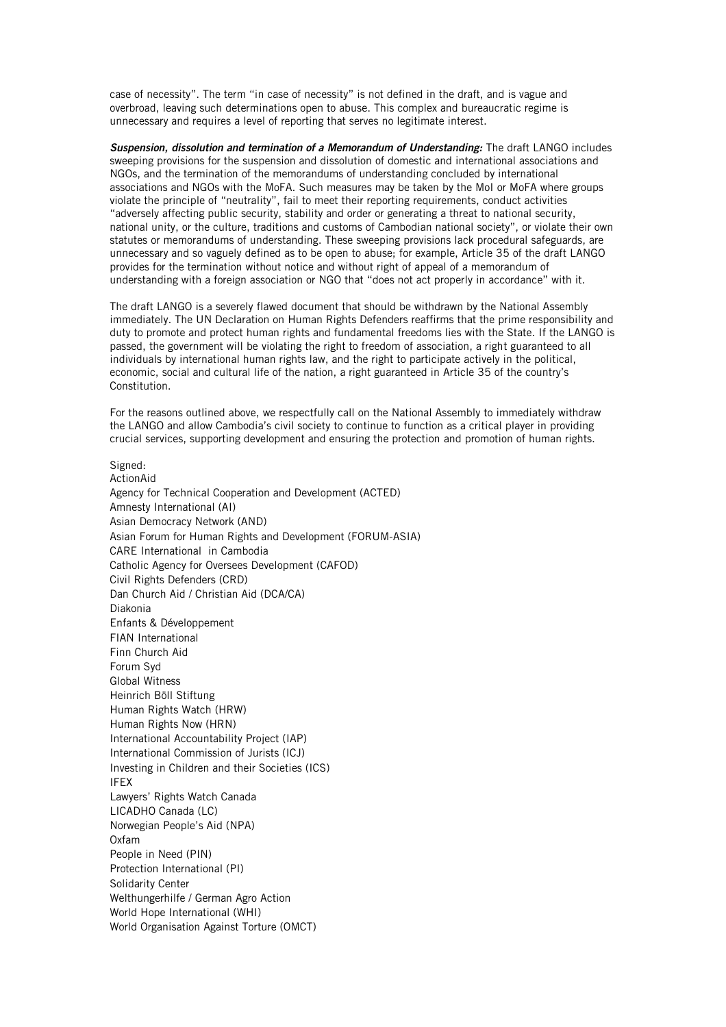case of necessity". The term "in case of necessity" is not defined in the draft, and is vague and overbroad, leaving such determinations open to abuse. This complex and bureaucratic regime is unnecessary and requires a level of reporting that serves no legitimate interest.

***Suspension, dissolution and termination of a Memorandum of Understanding:*** The draft LANGO includes sweeping provisions for the suspension and dissolution of domestic and international associations and NGOs, and the termination of the memorandums of understanding concluded by international associations and NGOs with the MoFA. Such measures may be taken by the MoI or MoFA where groups violate the principle of "neutrality", fail to meet their reporting requirements, conduct activities "adversely affecting public security, stability and order or generating a threat to national security, national unity, or the culture, traditions and customs of Cambodian national society", or violate their own statutes or memorandums of understanding. These sweeping provisions lack procedural safeguards, are unnecessary and so vaguely defined as to be open to abuse; for example, Article 35 of the draft LANGO provides for the termination without notice and without right of appeal of a memorandum of understanding with a foreign association or NGO that "does not act properly in accordance" with it.

The draft LANGO is a severely flawed document that should be withdrawn by the National Assembly immediately. The UN Declaration on Human Rights Defenders reaffirms that the prime responsibility and duty to promote and protect human rights and fundamental freedoms lies with the State. If the LANGO is passed, the government will be violating the right to freedom of association, a right guaranteed to all individuals by international human rights law, and the right to participate actively in the political, economic, social and cultural life of the nation, a right guaranteed in Article 35 of the country's Constitution.

For the reasons outlined above, we respectfully call on the National Assembly to immediately withdraw the LANGO and allow Cambodia's civil society to continue to function as a critical player in providing crucial services, supporting development and ensuring the protection and promotion of human rights.

Signed:
ActionAid
Agency for Technical Cooperation and Development (ACTED)
Amnesty International (AI)
Asian Democracy Network (AND)
Asian Forum for Human Rights and Development (FORUM-ASIA)
CARE International in Cambodia
Catholic Agency for Oversees Development (CAFOD)
Civil Rights Defenders (CRD)
Dan Church Aid / Christian Aid (DCA/CA)
Diakonia
Enfants & Développement
FIAN International
Finn Church Aid
Forum Syd
Global Witness
Heinrich Böll Stiftung
Human Rights Watch (HRW)
Human Rights Now (HRN)
International Accountability Project (IAP)
International Commission of Jurists (ICJ)
Investing in Children and their Societies (ICS)
IFEX
Lawyers' Rights Watch Canada
LICADHO Canada (LC)
Norwegian People's Aid (NPA)
Oxfam
People in Need (PIN)
Protection International (PI)
Solidarity Center
Welthungerhilfe / German Agro Action
World Hope International (WHI)
World Organisation Against Torture (OMCT)